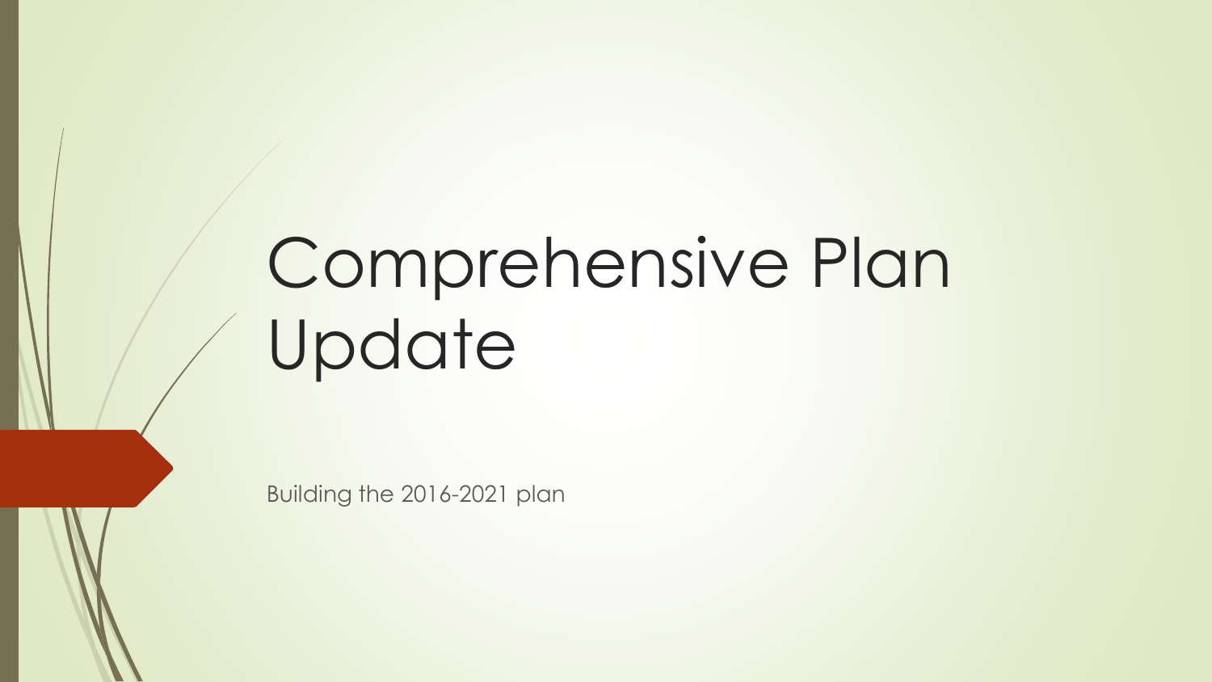# Comprehensive Plan Update

Building the 2016-2021 plan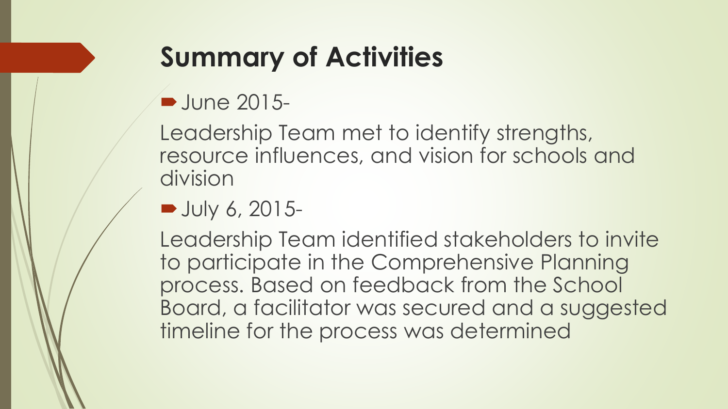# Summary of Activities

- June 2015-

Leadership Team met to identify strengths, resource influences, and vision for schools and division

- July 6, 2015-

Leadership Team identified stakeholders to invite to participate in the Comprehensive Planning process. Based on feedback from the School Board, a facilitator was secured and a suggested timeline for the process was determined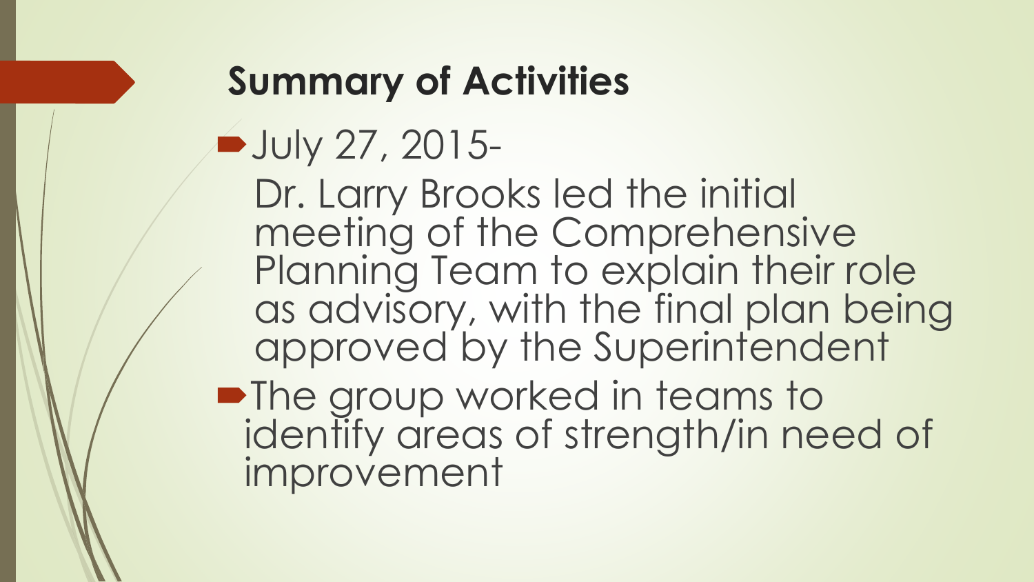## Summary of Activities

- July 27, 2015-

  Dr. Larry Brooks led the initial meeting of the Comprehensive Planning Team to explain their role as advisory, with the final plan being approved by the Superintendent

- The group worked in teams to identify areas of strength/in need of improvement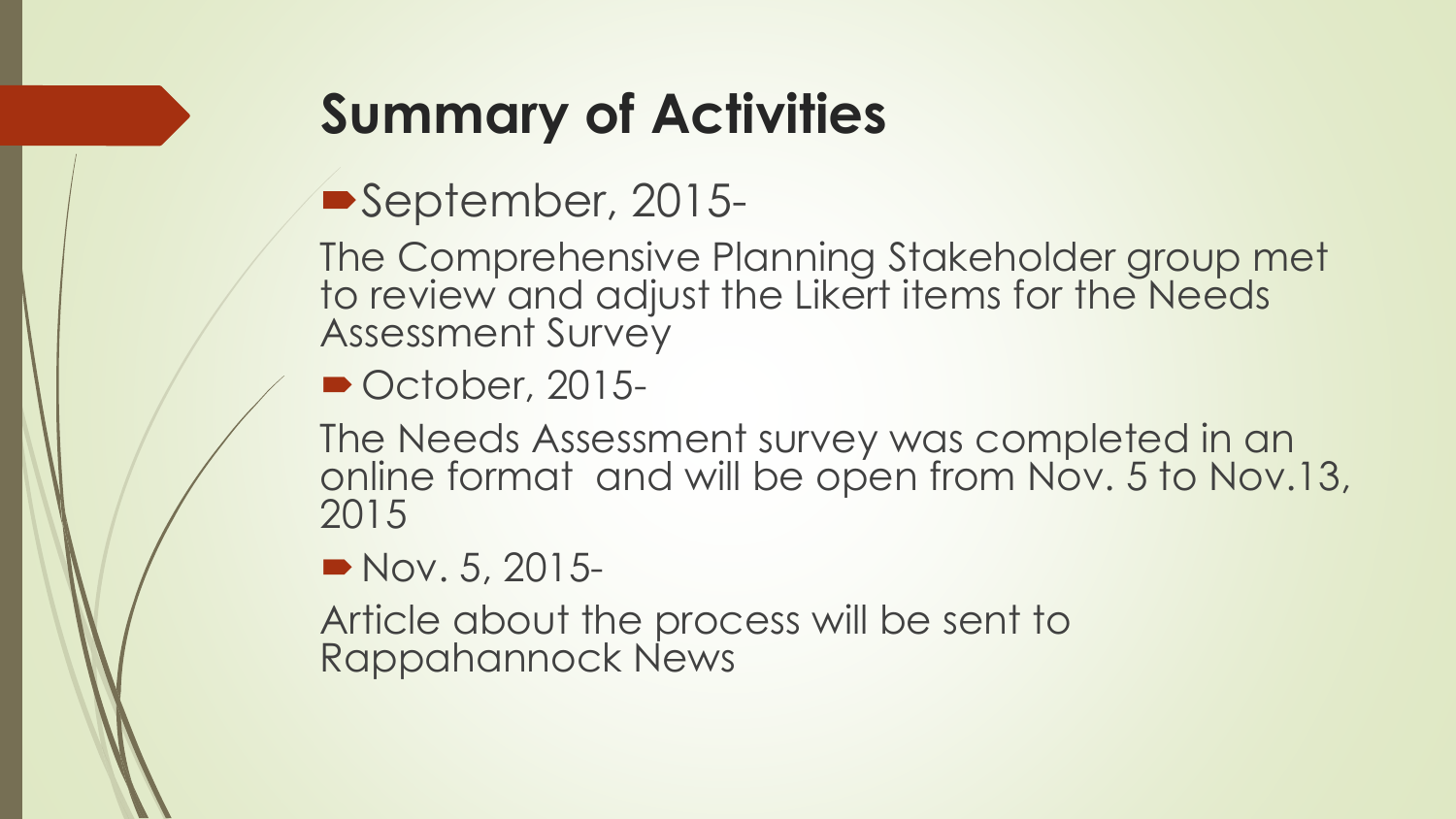# Summary of Activities

- September, 2015-

The Comprehensive Planning Stakeholder group met to review and adjust the Likert items for the Needs Assessment Survey

- October, 2015-

The Needs Assessment survey was completed in an online format and will be open from Nov. 5 to Nov.13, 2015

- Nov. 5, 2015-

Article about the process will be sent to Rappahannock News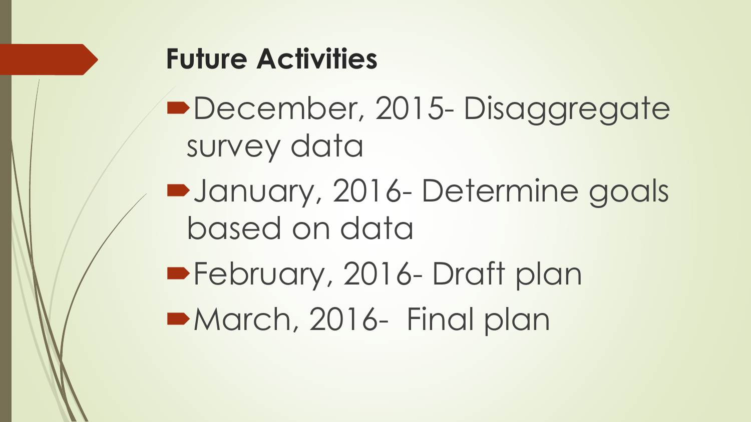## Future Activities

- December, 2015- Disaggregate survey data
- January, 2016- Determine goals based on data
- February, 2016- Draft plan
- March, 2016- Final plan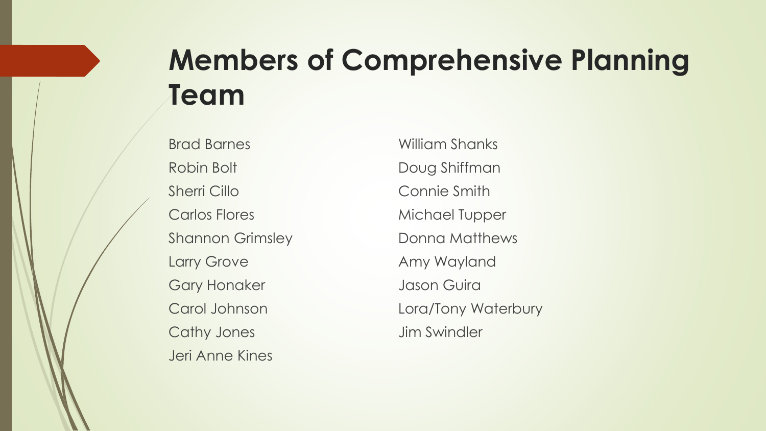# Members of Comprehensive Planning Team

Brad Barnes
Robin Bolt
Sherri Cillo
Carlos Flores
Shannon Grimsley
Larry Grove
Gary Honaker
Carol Johnson
Cathy Jones
Jeri Anne Kines
William Shanks
Doug Shiffman
Connie Smith
Michael Tupper
Donna Matthews
Amy Wayland
Jason Guira
Lora/Tony Waterbury
Jim Swindler